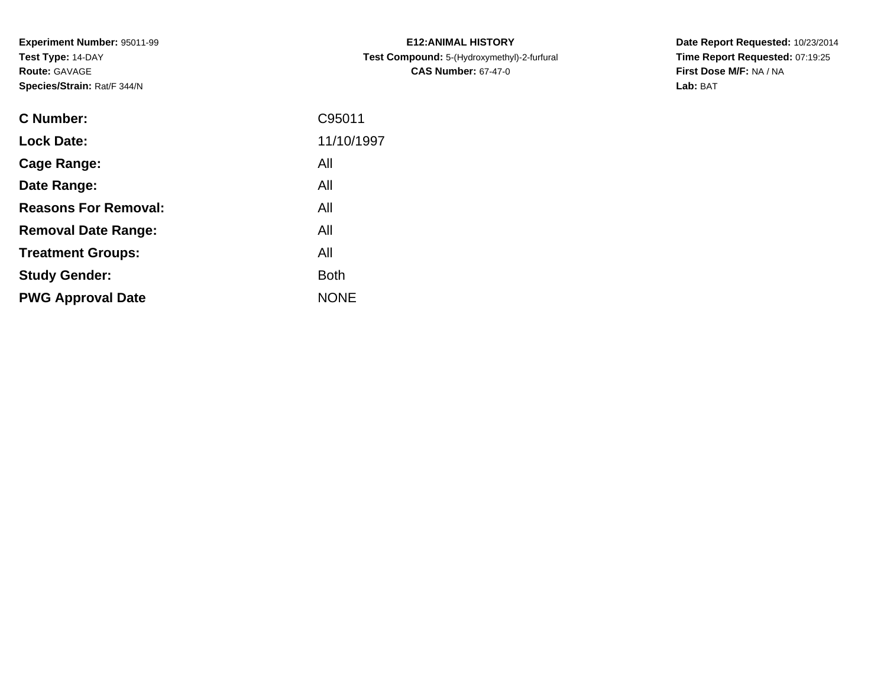**Experiment Number:** 95011-99
**Test Type:** 14-DAY
**Route:** GAVAGE
**Species/Strain:** Rat/F 344/N

**E12:ANIMAL HISTORY**
**Test Compound:** 5-(Hydroxymethyl)-2-furfural
**CAS Number:** 67-47-0

**Date Report Requested:** 10/23/2014
**Time Report Requested:** 07:19:25
**First Dose M/F:** NA / NA
**Lab:** BAT

| | |
|---|---|
| **C Number:** | C95011 |
| **Lock Date:** | 11/10/1997 |
| **Cage Range:** | All |
| **Date Range:** | All |
| **Reasons For Removal:** | All |
| **Removal Date Range:** | All |
| **Treatment Groups:** | All |
| **Study Gender:** | Both |
| **PWG Approval Date** | NONE |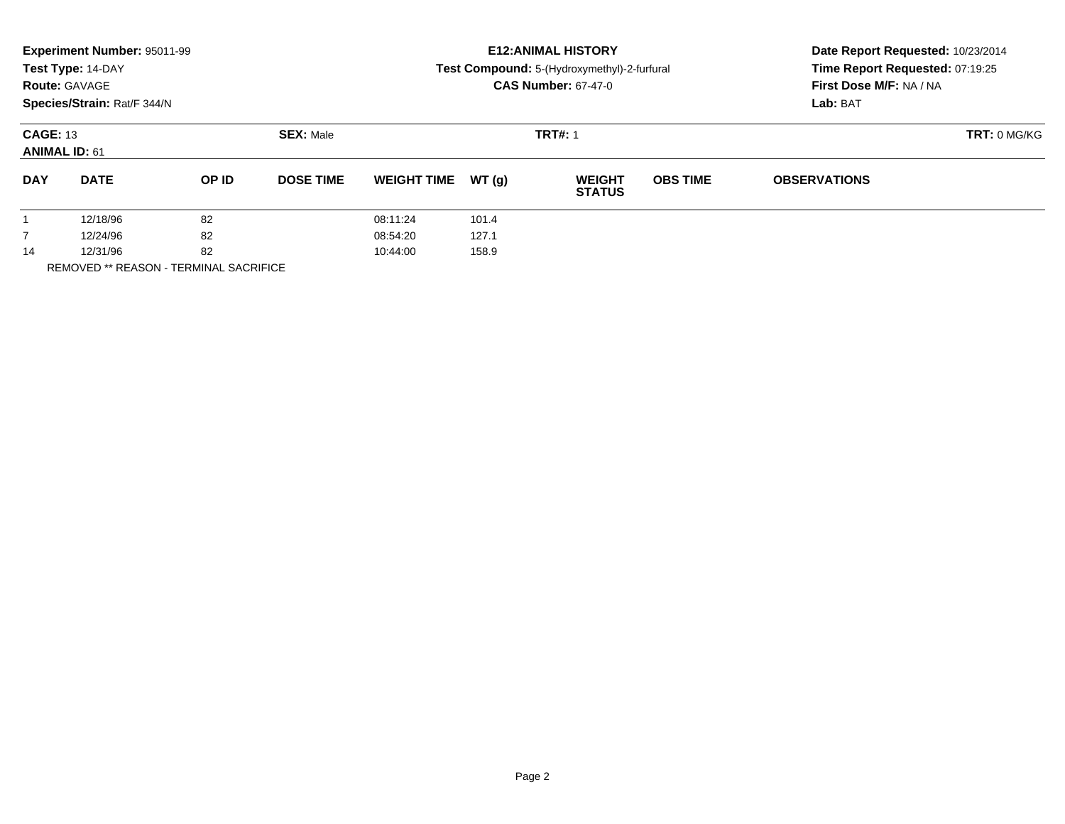**Experiment Number:** 95011-99
**Test Type:** 14-DAY
**Route:** GAVAGE
**Species/Strain:** Rat/F 344/N

**E12:ANIMAL HISTORY**
**Test Compound:** 5-(Hydroxymethyl)-2-furfural
**CAS Number:** 67-47-0

**Date Report Requested:** 10/23/2014
**Time Report Requested:** 07:19:25
**First Dose M/F:** NA / NA
**Lab:** BAT

**CAGE:** 13 **SEX:** Male **TRT#:** 1 **TRT:** 0 MG/KG
**ANIMAL ID:** 61

| DAY | DATE | OP ID | DOSE TIME | WEIGHT TIME | WT (g) | WEIGHT STATUS | OBS TIME | OBSERVATIONS |
|---|---|---|---|---|---|---|---|---|
| 1 | 12/18/96 | 82 | | 08:11:24 | 101.4 | | | |
| 7 | 12/24/96 | 82 | | 08:54:20 | 127.1 | | | |
| 14 | 12/31/96 | 82 | | 10:44:00 | 158.9 | | | |

REMOVED ** REASON - TERMINAL SACRIFICE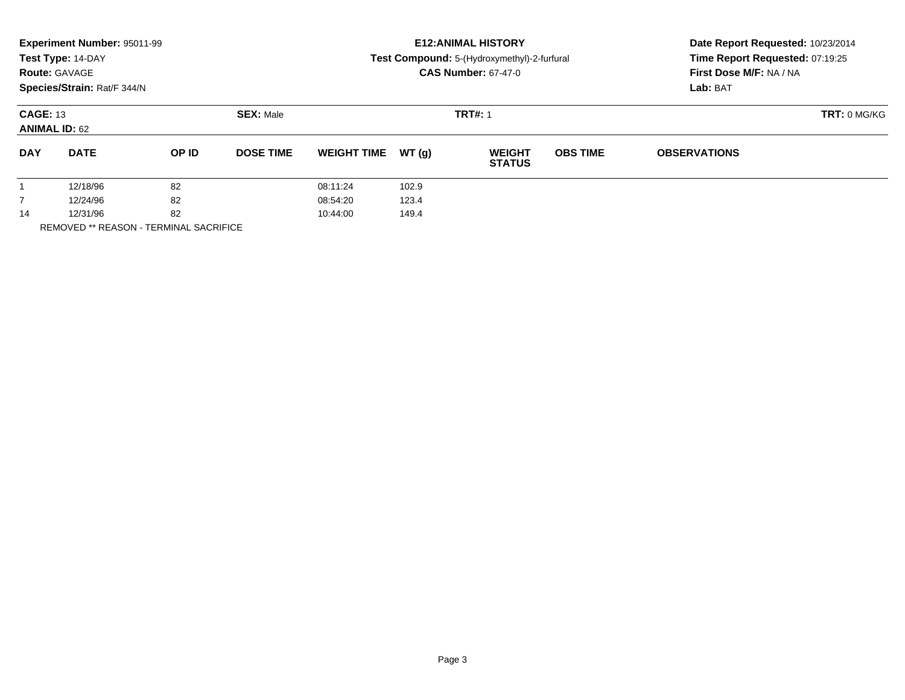**Experiment Number:** 95011-99
**Test Type:** 14-DAY
**Route:** GAVAGE
**Species/Strain:** Rat/F 344/N

**E12:ANIMAL HISTORY**
**Test Compound:** 5-(Hydroxymethyl)-2-furfural
**CAS Number:** 67-47-0

**Date Report Requested:** 10/23/2014
**Time Report Requested:** 07:19:25
**First Dose M/F:** NA / NA
**Lab:** BAT

**CAGE:** 13
**ANIMAL ID:** 62
**SEX:** Male
**TRT#:** 1
**TRT:** 0 MG/KG

| DAY | DATE | OP ID | DOSE TIME | WEIGHT TIME | WT (g) | WEIGHT STATUS | OBS TIME | OBSERVATIONS |
|---|---|---|---|---|---|---|---|---|
| 1 | 12/18/96 | 82 | | 08:11:24 | 102.9 | | | |
| 7 | 12/24/96 | 82 | | 08:54:20 | 123.4 | | | |
| 14 | 12/31/96 | 82 | | 10:44:00 | 149.4 | | | |

REMOVED ** REASON - TERMINAL SACRIFICE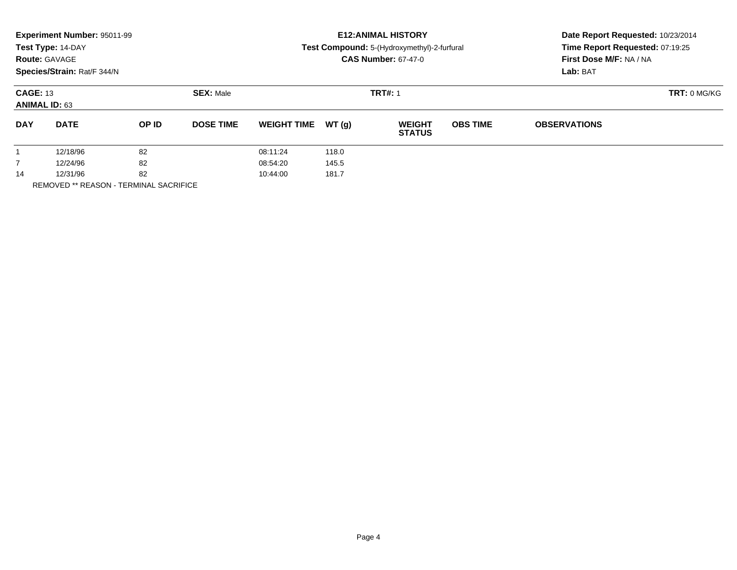**Experiment Number:** 95011-99
**Test Type:** 14-DAY
**Route:** GAVAGE
**Species/Strain:** Rat/F 344/N

**E12:ANIMAL HISTORY**
**Test Compound:** 5-(Hydroxymethyl)-2-furfural
**CAS Number:** 67-47-0

**Date Report Requested:** 10/23/2014
**Time Report Requested:** 07:19:25
**First Dose M/F:** NA / NA
**Lab:** BAT

**CAGE:** 13
**ANIMAL ID:** 63
**SEX:** Male
**TRT#:** 1
**TRT:** 0 MG/KG

| DAY | DATE | OP ID | DOSE TIME | WEIGHT TIME | WT (g) | WEIGHT STATUS | OBS TIME | OBSERVATIONS |
|---|---|---|---|---|---|---|---|---|
| 1 | 12/18/96 | 82 | | 08:11:24 | 118.0 | | | |
| 7 | 12/24/96 | 82 | | 08:54:20 | 145.5 | | | |
| 14 | 12/31/96 | 82 | | 10:44:00 | 181.7 | | | |

REMOVED ** REASON - TERMINAL SACRIFICE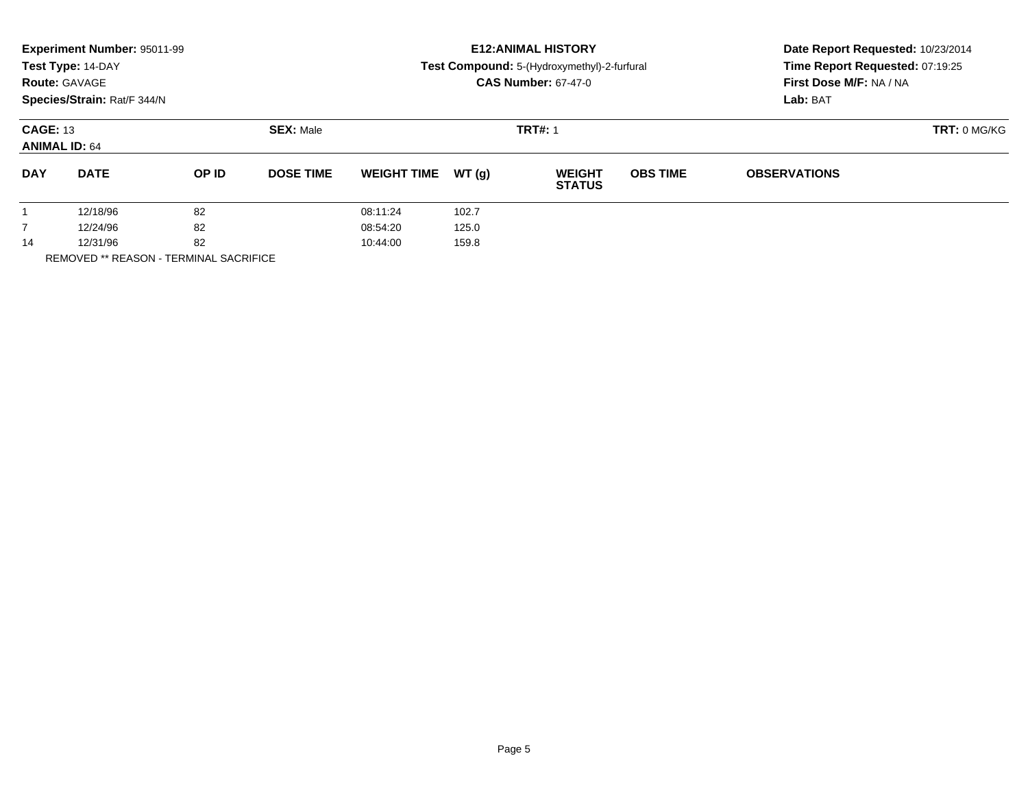**Experiment Number:** 95011-99
**Test Type:** 14-DAY
**Route:** GAVAGE
**Species/Strain:** Rat/F 344/N

**E12:ANIMAL HISTORY**
**Test Compound:** 5-(Hydroxymethyl)-2-furfural
**CAS Number:** 67-47-0

**Date Report Requested:** 10/23/2014
**Time Report Requested:** 07:19:25
**First Dose M/F:** NA / NA
**Lab:** BAT

**CAGE:** 13
**ANIMAL ID:** 64
**SEX:** Male
**TRT#:** 1
**TRT:** 0 MG/KG

| DAY | DATE | OP ID | DOSE TIME | WEIGHT TIME | WT (g) | WEIGHT STATUS | OBS TIME | OBSERVATIONS |
|---|---|---|---|---|---|---|---|---|
| 1 | 12/18/96 | 82 | | 08:11:24 | 102.7 | | | |
| 7 | 12/24/96 | 82 | | 08:54:20 | 125.0 | | | |
| 14 | 12/31/96 | 82 | | 10:44:00 | 159.8 | | | |

REMOVED ** REASON - TERMINAL SACRIFICE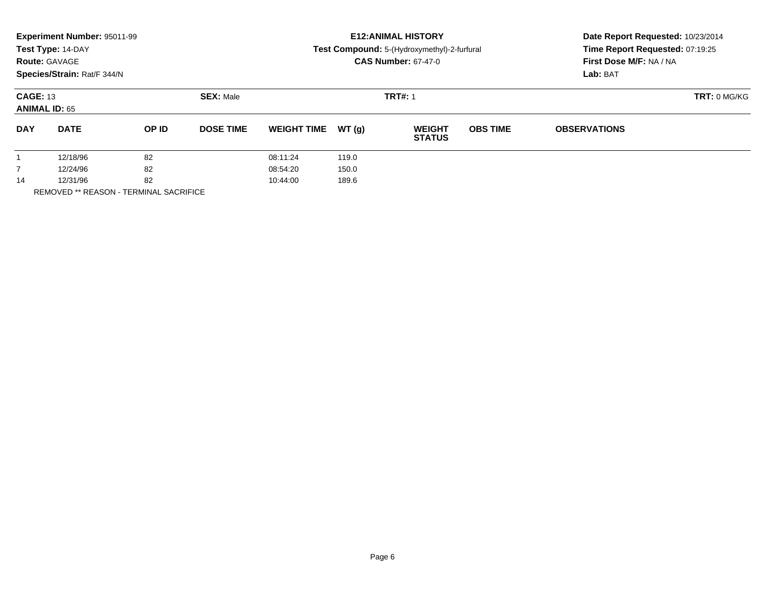**Experiment Number:** 95011-99
**Test Type:** 14-DAY
**Route:** GAVAGE
**Species/Strain:** Rat/F 344/N

**E12:ANIMAL HISTORY**
**Test Compound:** 5-(Hydroxymethyl)-2-furfural
**CAS Number:** 67-47-0

**Date Report Requested:** 10/23/2014
**Time Report Requested:** 07:19:25
**First Dose M/F:** NA / NA
**Lab:** BAT

**CAGE:** 13 **SEX:** Male **TRT#:** 1 **TRT:** 0 MG/KG
**ANIMAL ID:** 65

| DAY | DATE | OP ID | DOSE TIME | WEIGHT TIME | WT (g) | WEIGHT STATUS | OBS TIME | OBSERVATIONS |
|---|---|---|---|---|---|---|---|---|
| 1 | 12/18/96 | 82 | | 08:11:24 | 119.0 | | | |
| 7 | 12/24/96 | 82 | | 08:54:20 | 150.0 | | | |
| 14 | 12/31/96 | 82 | | 10:44:00 | 189.6 | | | |

REMOVED ** REASON - TERMINAL SACRIFICE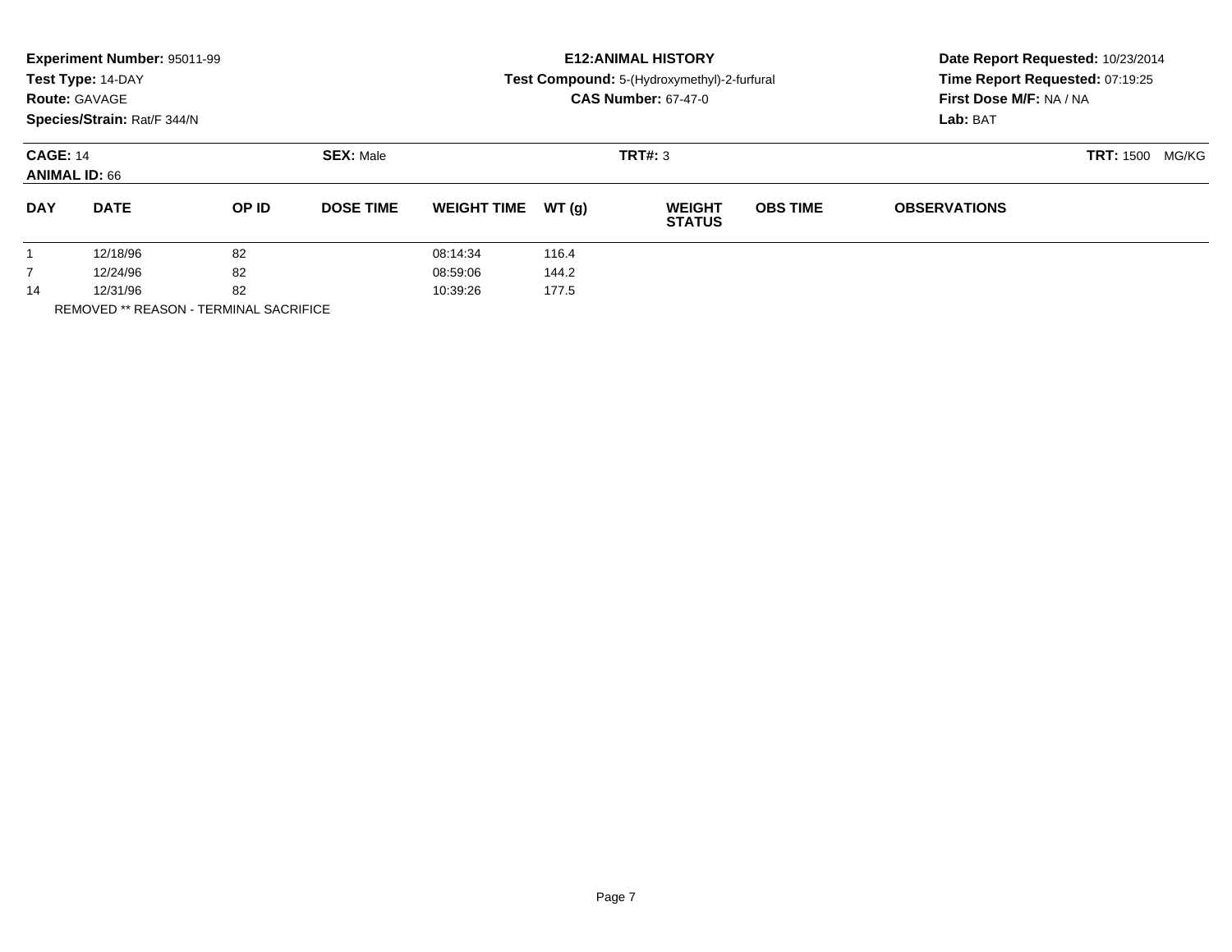**Experiment Number:** 95011-99
**Test Type:** 14-DAY
**Route:** GAVAGE
**Species/Strain:** Rat/F 344/N

**E12:ANIMAL HISTORY**
**Test Compound:** 5-(Hydroxymethyl)-2-furfural
**CAS Number:** 67-47-0

**Date Report Requested:** 10/23/2014
**Time Report Requested:** 07:19:25
**First Dose M/F:** NA / NA
**Lab:** BAT

**CAGE:** 14
**ANIMAL ID:** 66
**SEX:** Male
**TRT#:** 3
**TRT:** 1500 MG/KG

| DAY | DATE | OP ID | DOSE TIME | WEIGHT TIME | WT (g) | WEIGHT STATUS | OBS TIME | OBSERVATIONS |
|---|---|---|---|---|---|---|---|---|
| 1 | 12/18/96 | 82 | | 08:14:34 | 116.4 | | | |
| 7 | 12/24/96 | 82 | | 08:59:06 | 144.2 | | | |
| 14 | 12/31/96 | 82 | | 10:39:26 | 177.5 | | | |

REMOVED ** REASON - TERMINAL SACRIFICE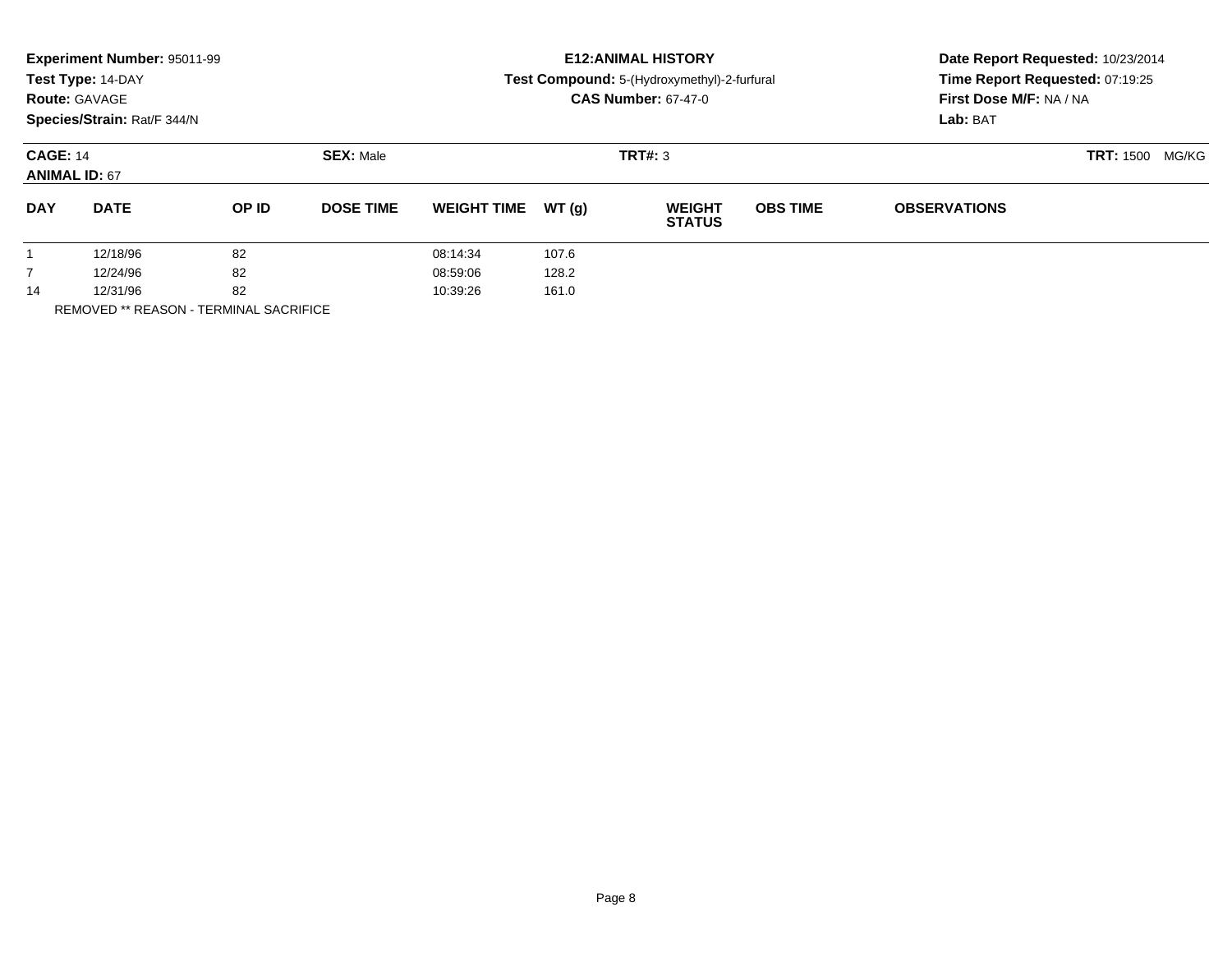**Experiment Number:** 95011-99
**Test Type:** 14-DAY
**Route:** GAVAGE
**Species/Strain:** Rat/F 344/N

**E12:ANIMAL HISTORY**
**Test Compound:** 5-(Hydroxymethyl)-2-furfural
**CAS Number:** 67-47-0

**Date Report Requested:** 10/23/2014
**Time Report Requested:** 07:19:25
**First Dose M/F:** NA / NA
**Lab:** BAT

**CAGE:** 14 **SEX:** Male **TRT#:** 3 **TRT:** 1500 MG/KG
**ANIMAL ID:** 67

| DAY | DATE | OP ID | DOSE TIME | WEIGHT TIME | WT (g) | WEIGHT STATUS | OBS TIME | OBSERVATIONS |
|---|---|---|---|---|---|---|---|---|
| 1 | 12/18/96 | 82 | | 08:14:34 | 107.6 | | | |
| 7 | 12/24/96 | 82 | | 08:59:06 | 128.2 | | | |
| 14 | 12/31/96 | 82 | | 10:39:26 | 161.0 | | | |

REMOVED ** REASON - TERMINAL SACRIFICE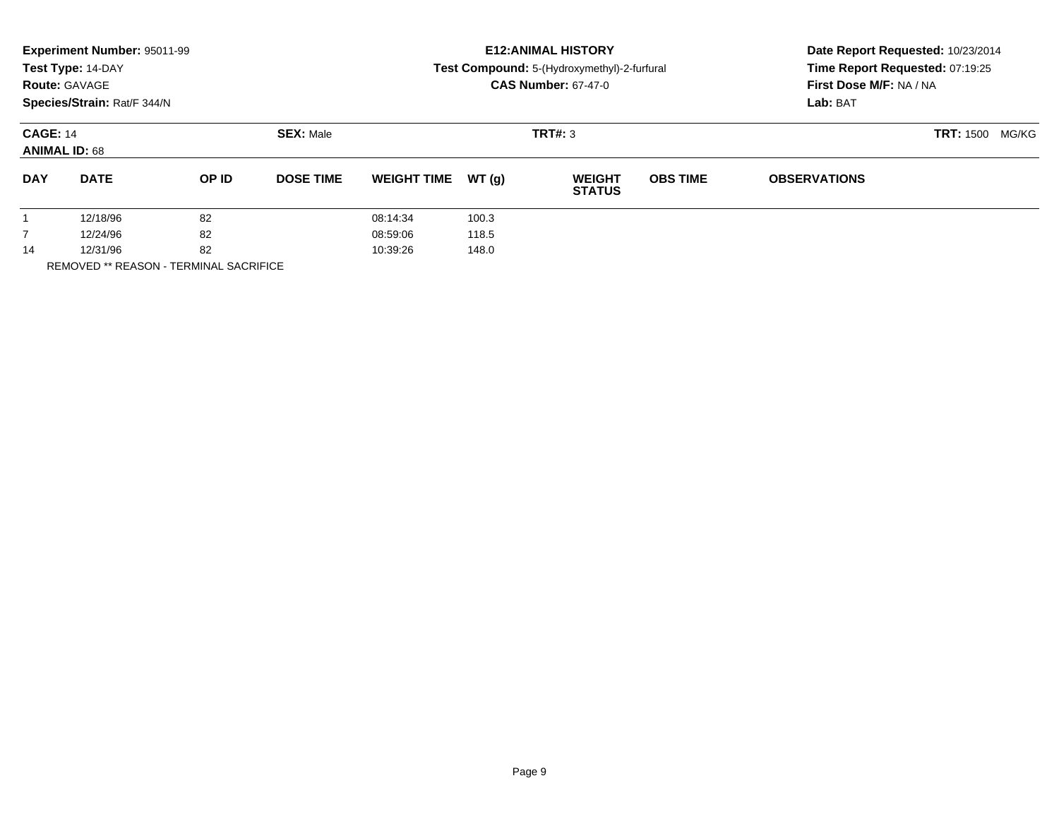**Experiment Number:** 95011-99
**Test Type:** 14-DAY
**Route:** GAVAGE
**Species/Strain:** Rat/F 344/N

**E12:ANIMAL HISTORY**
**Test Compound:** 5-(Hydroxymethyl)-2-furfural
**CAS Number:** 67-47-0

**Date Report Requested:** 10/23/2014
**Time Report Requested:** 07:19:25
**First Dose M/F:** NA / NA
**Lab:** BAT

**CAGE:** 14 **SEX:** Male **TRT#:** 3 **TRT:** 1500 MG/KG
**ANIMAL ID:** 68

| DAY | DATE | OP ID | DOSE TIME | WEIGHT TIME | WT (g) | WEIGHT STATUS | OBS TIME | OBSERVATIONS |
|---|---|---|---|---|---|---|---|---|
| 1 | 12/18/96 | 82 | | 08:14:34 | 100.3 | | | |
| 7 | 12/24/96 | 82 | | 08:59:06 | 118.5 | | | |
| 14 | 12/31/96 | 82 | | 10:39:26 | 148.0 | | | |

REMOVED ** REASON - TERMINAL SACRIFICE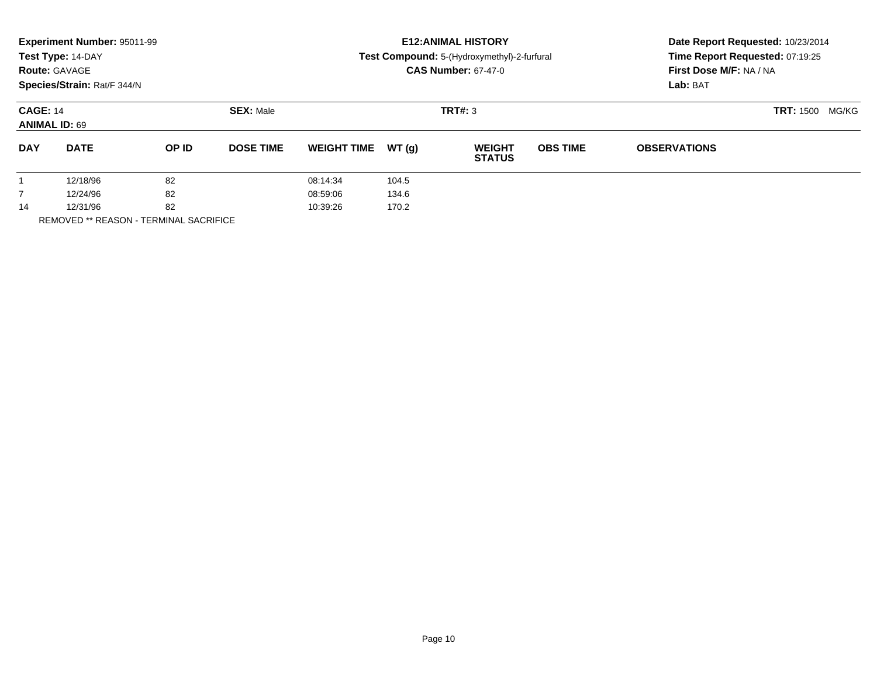**Experiment Number:** 95011-99
**Test Type:** 14-DAY
**Route:** GAVAGE
**Species/Strain:** Rat/F 344/N

**E12:ANIMAL HISTORY**
**Test Compound:** 5-(Hydroxymethyl)-2-furfural
**CAS Number:** 67-47-0

**Date Report Requested:** 10/23/2014
**Time Report Requested:** 07:19:25
**First Dose M/F:** NA / NA
**Lab:** BAT

**CAGE:** 14 **SEX:** Male **TRT#:** 3 **TRT:** 1500 MG/KG
**ANIMAL ID:** 69

| DAY | DATE | OP ID | DOSE TIME | WEIGHT TIME | WT (g) | WEIGHT STATUS | OBS TIME | OBSERVATIONS |
|---|---|---|---|---|---|---|---|---|
| 1 | 12/18/96 | 82 | | 08:14:34 | 104.5 | | | |
| 7 | 12/24/96 | 82 | | 08:59:06 | 134.6 | | | |
| 14 | 12/31/96 | 82 | | 10:39:26 | 170.2 | | | |

REMOVED ** REASON - TERMINAL SACRIFICE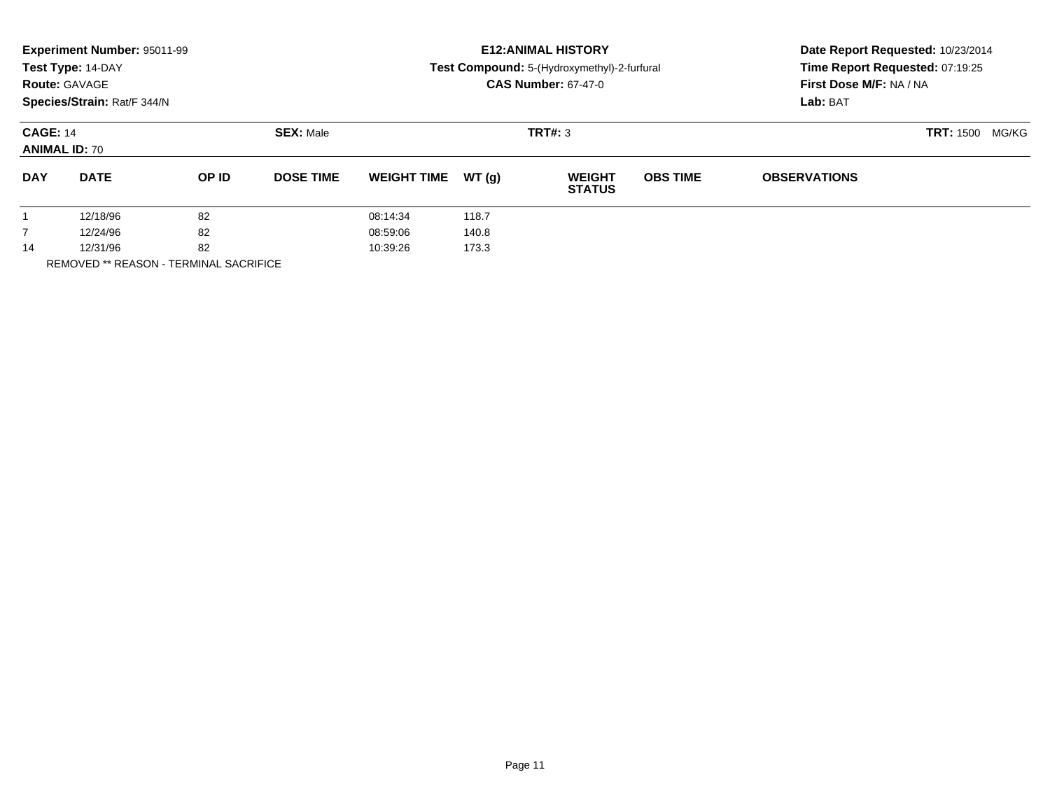**Experiment Number:** 95011-99
**Test Type:** 14-DAY
**Route:** GAVAGE
**Species/Strain:** Rat/F 344/N

**E12:ANIMAL HISTORY**
**Test Compound:** 5-(Hydroxymethyl)-2-furfural
**CAS Number:** 67-47-0

**Date Report Requested:** 10/23/2014
**Time Report Requested:** 07:19:25
**First Dose M/F:** NA / NA
**Lab:** BAT

**CAGE:** 14
**ANIMAL ID:** 70
**SEX:** Male
**TRT#:** 3
**TRT:** 1500 MG/KG

| DAY | DATE | OP ID | DOSE TIME | WEIGHT TIME | WT (g) | WEIGHT STATUS | OBS TIME | OBSERVATIONS |
|---|---|---|---|---|---|---|---|---|
| 1 | 12/18/96 | 82 | | 08:14:34 | 118.7 | | | |
| 7 | 12/24/96 | 82 | | 08:59:06 | 140.8 | | | |
| 14 | 12/31/96 | 82 | | 10:39:26 | 173.3 | | | |

REMOVED ** REASON - TERMINAL SACRIFICE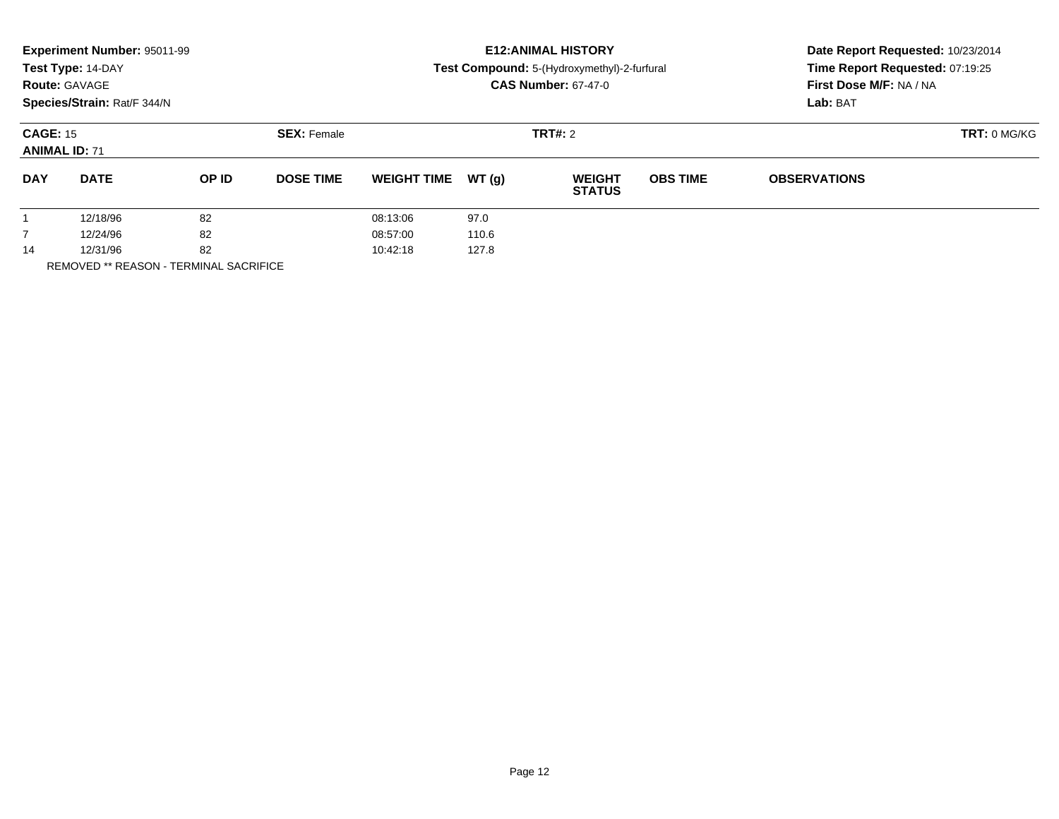**Experiment Number:** 95011-99
**Test Type:** 14-DAY
**Route:** GAVAGE
**Species/Strain:** Rat/F 344/N

**E12:ANIMAL HISTORY**
**Test Compound:** 5-(Hydroxymethyl)-2-furfural
**CAS Number:** 67-47-0

**Date Report Requested:** 10/23/2014
**Time Report Requested:** 07:19:25
**First Dose M/F:** NA / NA
**Lab:** BAT

**CAGE:** 15 **SEX:** Female **TRT#:** 2 **TRT:** 0 MG/KG
**ANIMAL ID:** 71

| DAY | DATE | OP ID | DOSE TIME | WEIGHT TIME | WT (g) | WEIGHT STATUS | OBS TIME | OBSERVATIONS |
|---|---|---|---|---|---|---|---|---|
| 1 | 12/18/96 | 82 | | 08:13:06 | 97.0 | | | |
| 7 | 12/24/96 | 82 | | 08:57:00 | 110.6 | | | |
| 14 | 12/31/96 | 82 | | 10:42:18 | 127.8 | | | |

REMOVED ** REASON - TERMINAL SACRIFICE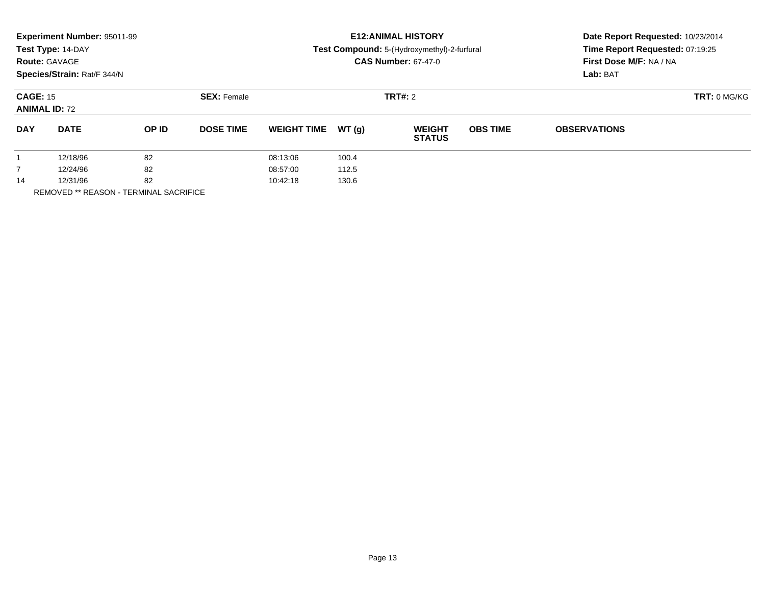**Experiment Number:** 95011-99
**Test Type:** 14-DAY
**Route:** GAVAGE
**Species/Strain:** Rat/F 344/N

**E12:ANIMAL HISTORY**
**Test Compound:** 5-(Hydroxymethyl)-2-furfural
**CAS Number:** 67-47-0

**Date Report Requested:** 10/23/2014
**Time Report Requested:** 07:19:25
**First Dose M/F:** NA / NA
**Lab:** BAT

**CAGE:** 15
**ANIMAL ID:** 72
**SEX:** Female
**TRT#:** 2
**TRT:** 0 MG/KG

| DAY | DATE | OP ID | DOSE TIME | WEIGHT TIME | WT (g) | WEIGHT STATUS | OBS TIME | OBSERVATIONS |
|---|---|---|---|---|---|---|---|---|
| 1 | 12/18/96 | 82 | | 08:13:06 | 100.4 | | | |
| 7 | 12/24/96 | 82 | | 08:57:00 | 112.5 | | | |
| 14 | 12/31/96 | 82 | | 10:42:18 | 130.6 | | | |

REMOVED ** REASON - TERMINAL SACRIFICE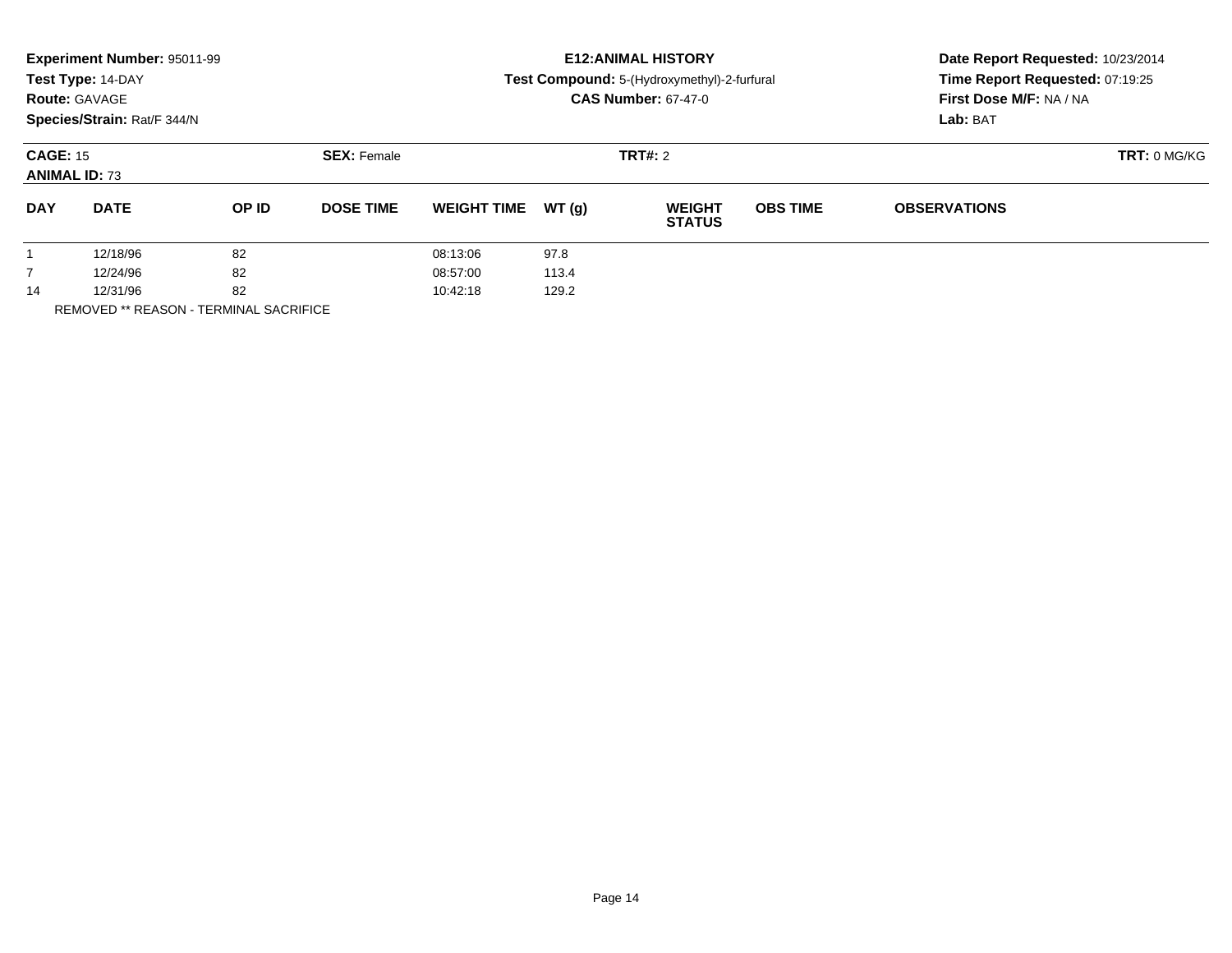**Experiment Number:** 95011-99
**Test Type:** 14-DAY
**Route:** GAVAGE
**Species/Strain:** Rat/F 344/N

**E12:ANIMAL HISTORY**
**Test Compound:** 5-(Hydroxymethyl)-2-furfural
**CAS Number:** 67-47-0

**Date Report Requested:** 10/23/2014
**Time Report Requested:** 07:19:25
**First Dose M/F:** NA / NA
**Lab:** BAT

**CAGE:** 15
**ANIMAL ID:** 73
**SEX:** Female
**TRT#:** 2
**TRT:** 0 MG/KG

| DAY | DATE | OP ID | DOSE TIME | WEIGHT TIME | WT (g) | WEIGHT STATUS | OBS TIME | OBSERVATIONS |
|---|---|---|---|---|---|---|---|---|
| 1 | 12/18/96 | 82 | | 08:13:06 | 97.8 | | | |
| 7 | 12/24/96 | 82 | | 08:57:00 | 113.4 | | | |
| 14 | 12/31/96 | 82 | | 10:42:18 | 129.2 | | | |

REMOVED ** REASON - TERMINAL SACRIFICE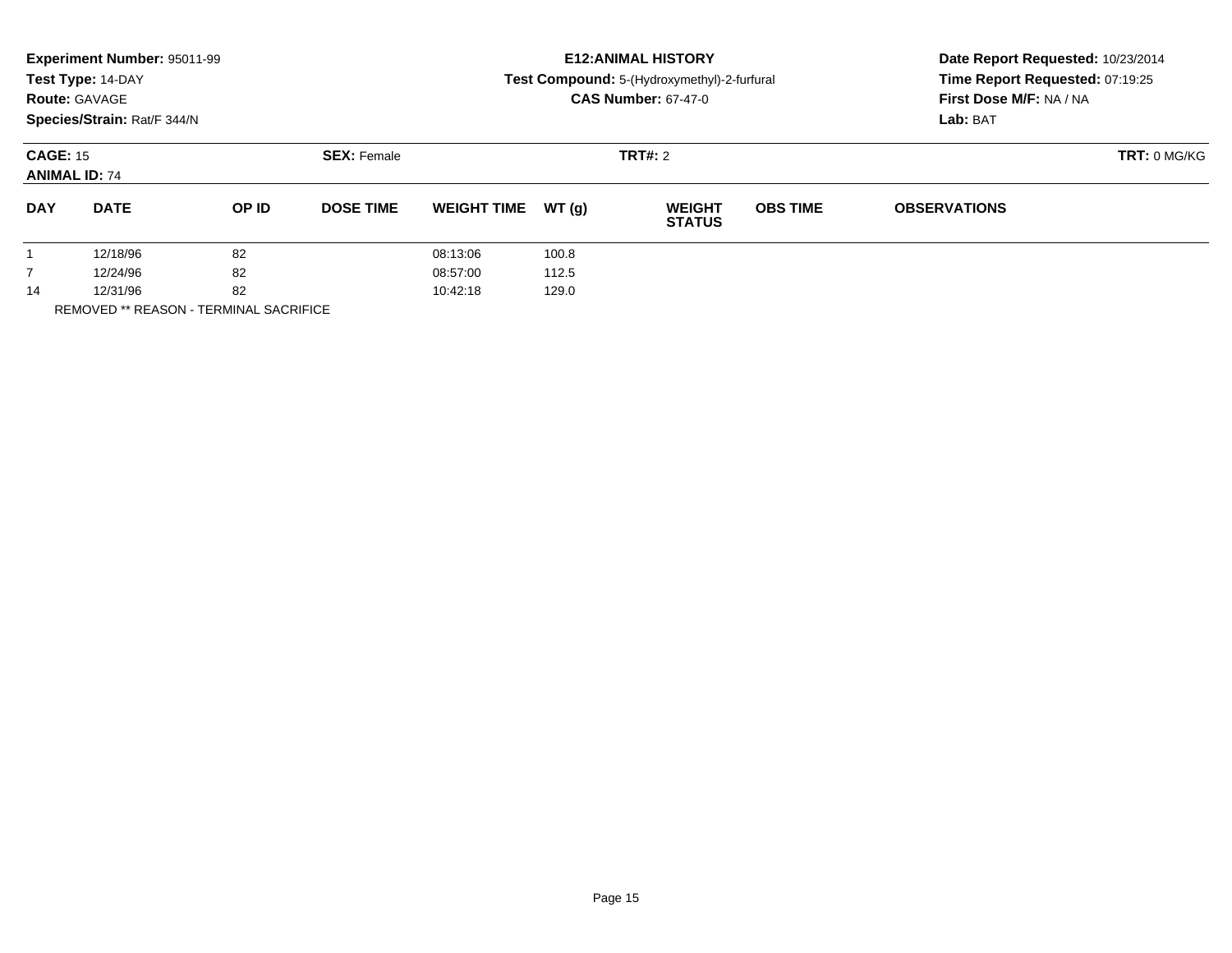**Experiment Number:** 95011-99
**Test Type:** 14-DAY
**Route:** GAVAGE
**Species/Strain:** Rat/F 344/N

**E12:ANIMAL HISTORY**
**Test Compound:** 5-(Hydroxymethyl)-2-furfural
**CAS Number:** 67-47-0

**Date Report Requested:** 10/23/2014
**Time Report Requested:** 07:19:25
**First Dose M/F:** NA / NA
**Lab:** BAT

**CAGE:** 15
**ANIMAL ID:** 74
**SEX:** Female
**TRT#:** 2
**TRT:** 0 MG/KG

| DAY | DATE | OP ID | DOSE TIME | WEIGHT TIME | WT (g) | WEIGHT STATUS | OBS TIME | OBSERVATIONS |
|---|---|---|---|---|---|---|---|---|
| 1 | 12/18/96 | 82 | | 08:13:06 | 100.8 | | | |
| 7 | 12/24/96 | 82 | | 08:57:00 | 112.5 | | | |
| 14 | 12/31/96 | 82 | | 10:42:18 | 129.0 | | | |

REMOVED ** REASON - TERMINAL SACRIFICE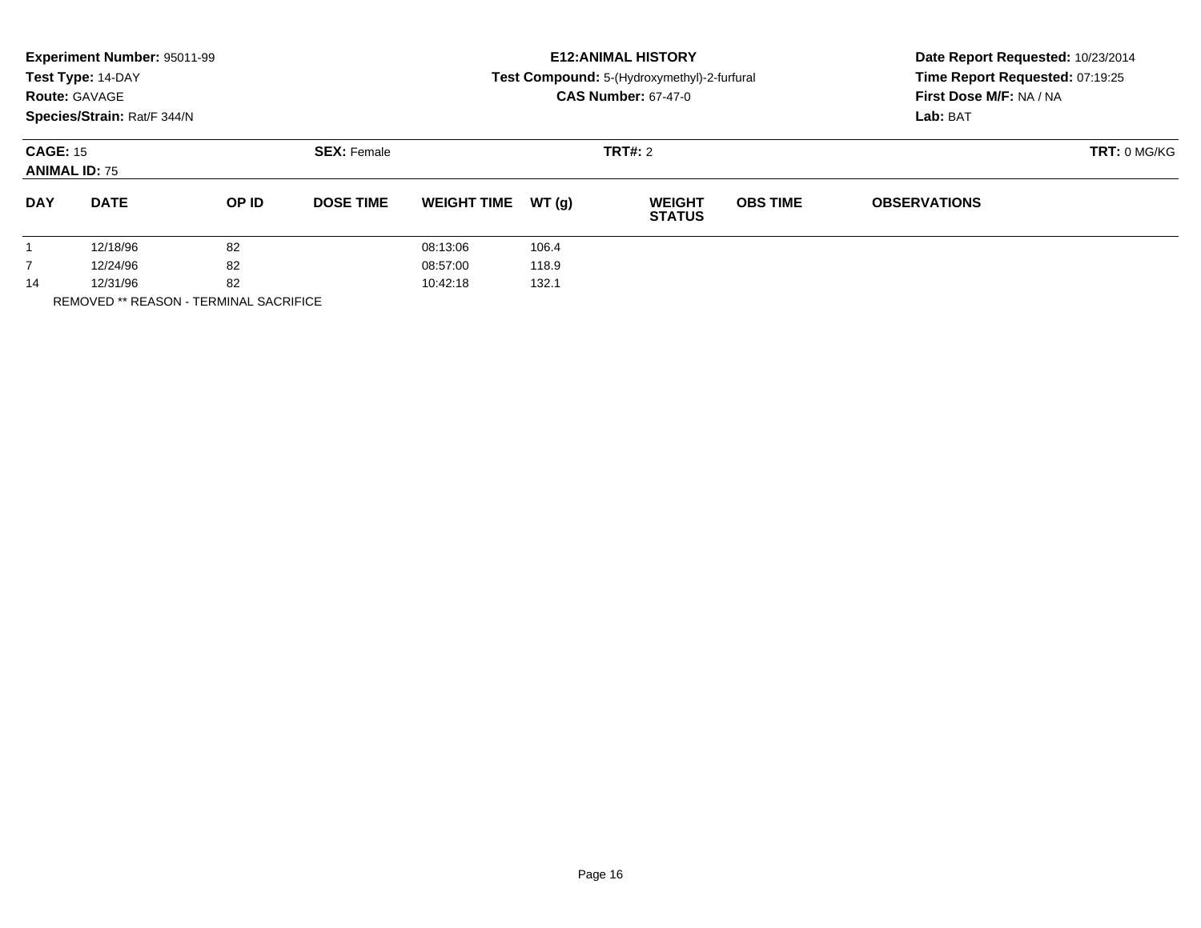**Experiment Number:** 95011-99
**Test Type:** 14-DAY
**Route:** GAVAGE
**Species/Strain:** Rat/F 344/N

**E12:ANIMAL HISTORY**
**Test Compound:** 5-(Hydroxymethyl)-2-furfural
**CAS Number:** 67-47-0

**Date Report Requested:** 10/23/2014
**Time Report Requested:** 07:19:25
**First Dose M/F:** NA / NA
**Lab:** BAT

**CAGE:** 15
**ANIMAL ID:** 75
**SEX:** Female
**TRT#:** 2
**TRT:** 0 MG/KG

| DAY | DATE | OP ID | DOSE TIME | WEIGHT TIME | WT (g) | WEIGHT STATUS | OBS TIME | OBSERVATIONS |
|---|---|---|---|---|---|---|---|---|
| 1 | 12/18/96 | 82 | | 08:13:06 | 106.4 | | | |
| 7 | 12/24/96 | 82 | | 08:57:00 | 118.9 | | | |
| 14 | 12/31/96 | 82 | | 10:42:18 | 132.1 | | | |

REMOVED ** REASON - TERMINAL SACRIFICE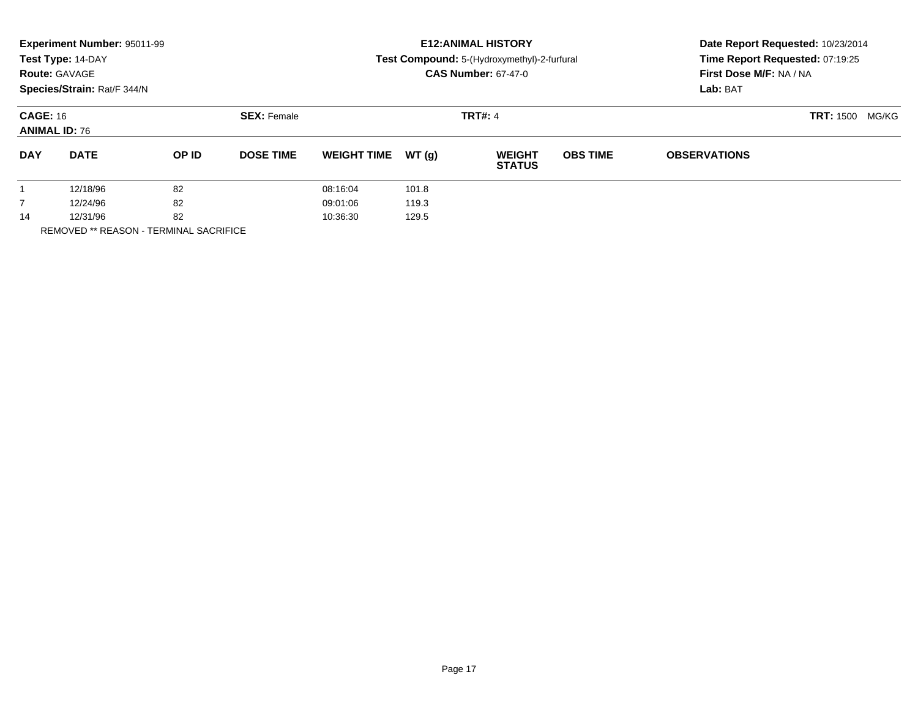**Experiment Number:** 95011-99
**Test Type:** 14-DAY
**Route:** GAVAGE
**Species/Strain:** Rat/F 344/N

**E12:ANIMAL HISTORY**
**Test Compound:** 5-(Hydroxymethyl)-2-furfural
**CAS Number:** 67-47-0

**Date Report Requested:** 10/23/2014
**Time Report Requested:** 07:19:25
**First Dose M/F:** NA / NA
**Lab:** BAT

**CAGE:** 16 **SEX:** Female **TRT#:** 4 **TRT:** 1500 MG/KG
**ANIMAL ID:** 76

| DAY | DATE | OP ID | DOSE TIME | WEIGHT TIME | WT (g) | WEIGHT STATUS | OBS TIME | OBSERVATIONS |
|---|---|---|---|---|---|---|---|---|
| 1 | 12/18/96 | 82 | | 08:16:04 | 101.8 | | | |
| 7 | 12/24/96 | 82 | | 09:01:06 | 119.3 | | | |
| 14 | 12/31/96 | 82 | | 10:36:30 | 129.5 | | | |

REMOVED ** REASON - TERMINAL SACRIFICE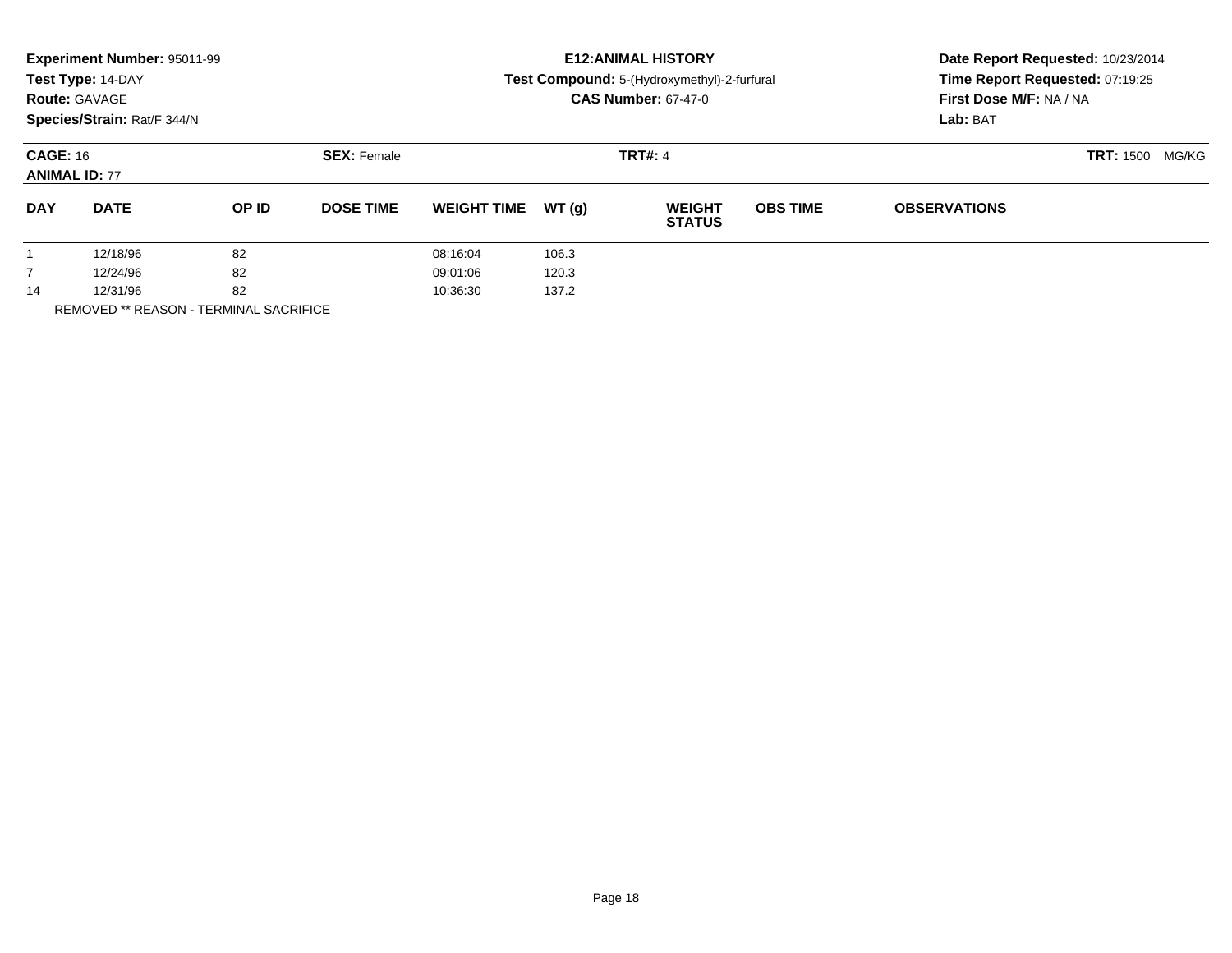**Experiment Number:** 95011-99
**Test Type:** 14-DAY
**Route:** GAVAGE
**Species/Strain:** Rat/F 344/N

**E12:ANIMAL HISTORY**
**Test Compound:** 5-(Hydroxymethyl)-2-furfural
**CAS Number:** 67-47-0

**Date Report Requested:** 10/23/2014
**Time Report Requested:** 07:19:25
**First Dose M/F:** NA / NA
**Lab:** BAT

**CAGE:** 16
**ANIMAL ID:** 77
**SEX:** Female
**TRT#:** 4
**TRT:** 1500 MG/KG

| DAY | DATE | OP ID | DOSE TIME | WEIGHT TIME | WT (g) | WEIGHT STATUS | OBS TIME | OBSERVATIONS |
|---|---|---|---|---|---|---|---|---|
| 1 | 12/18/96 | 82 | | 08:16:04 | 106.3 | | | |
| 7 | 12/24/96 | 82 | | 09:01:06 | 120.3 | | | |
| 14 | 12/31/96 | 82 | | 10:36:30 | 137.2 | | | |

REMOVED ** REASON - TERMINAL SACRIFICE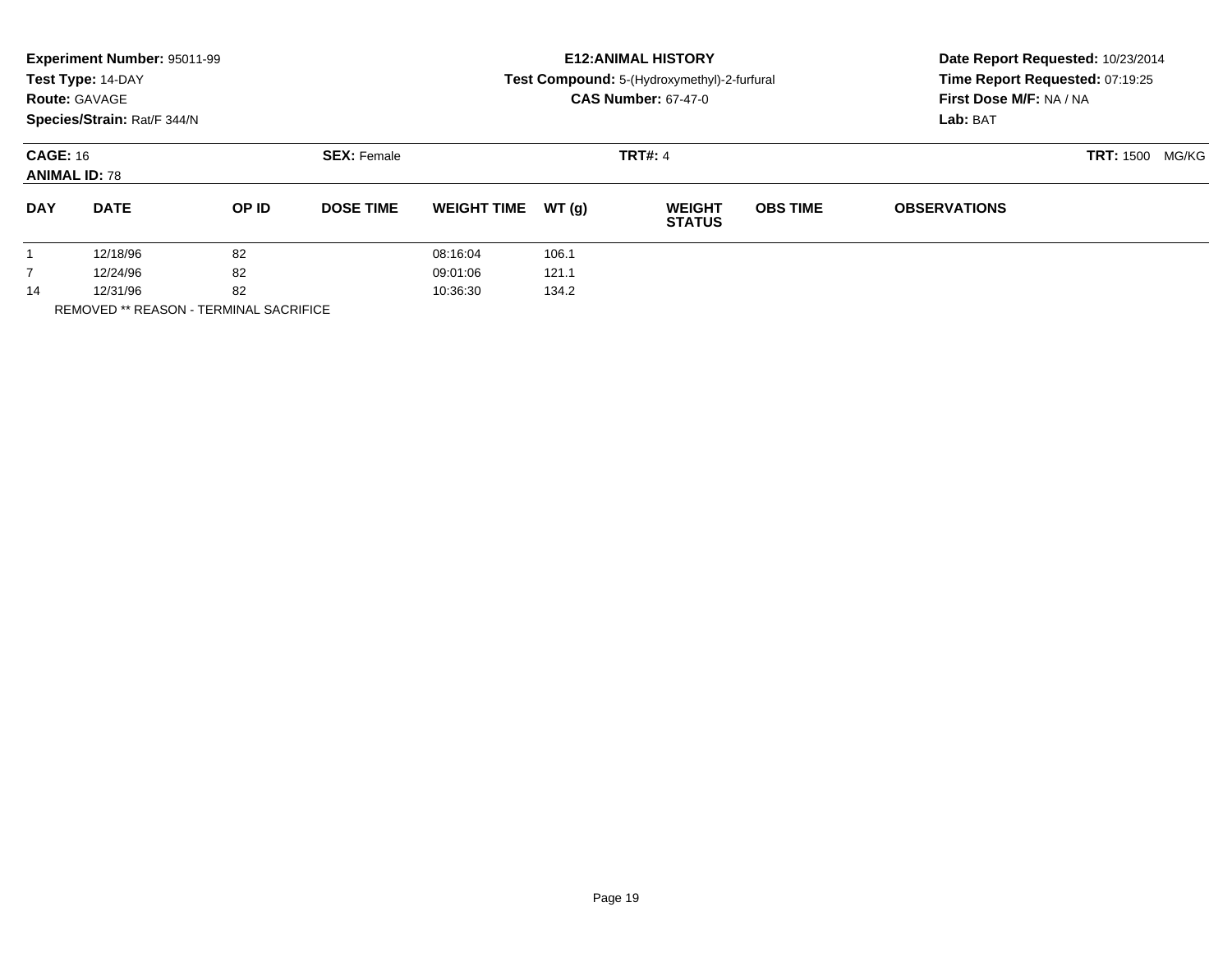**Experiment Number:** 95011-99
**Test Type:** 14-DAY
**Route:** GAVAGE
**Species/Strain:** Rat/F 344/N

**E12:ANIMAL HISTORY**
**Test Compound:** 5-(Hydroxymethyl)-2-furfural
**CAS Number:** 67-47-0

**Date Report Requested:** 10/23/2014
**Time Report Requested:** 07:19:25
**First Dose M/F:** NA / NA
**Lab:** BAT

**CAGE:** 16 **SEX:** Female **TRT#:** 4 **TRT:** 1500 MG/KG
**ANIMAL ID:** 78

| DAY | DATE | OP ID | DOSE TIME | WEIGHT TIME | WT (g) | WEIGHT STATUS | OBS TIME | OBSERVATIONS |
|---|---|---|---|---|---|---|---|---|
| 1 | 12/18/96 | 82 | | 08:16:04 | 106.1 | | | |
| 7 | 12/24/96 | 82 | | 09:01:06 | 121.1 | | | |
| 14 | 12/31/96 | 82 | | 10:36:30 | 134.2 | | | |

REMOVED ** REASON - TERMINAL SACRIFICE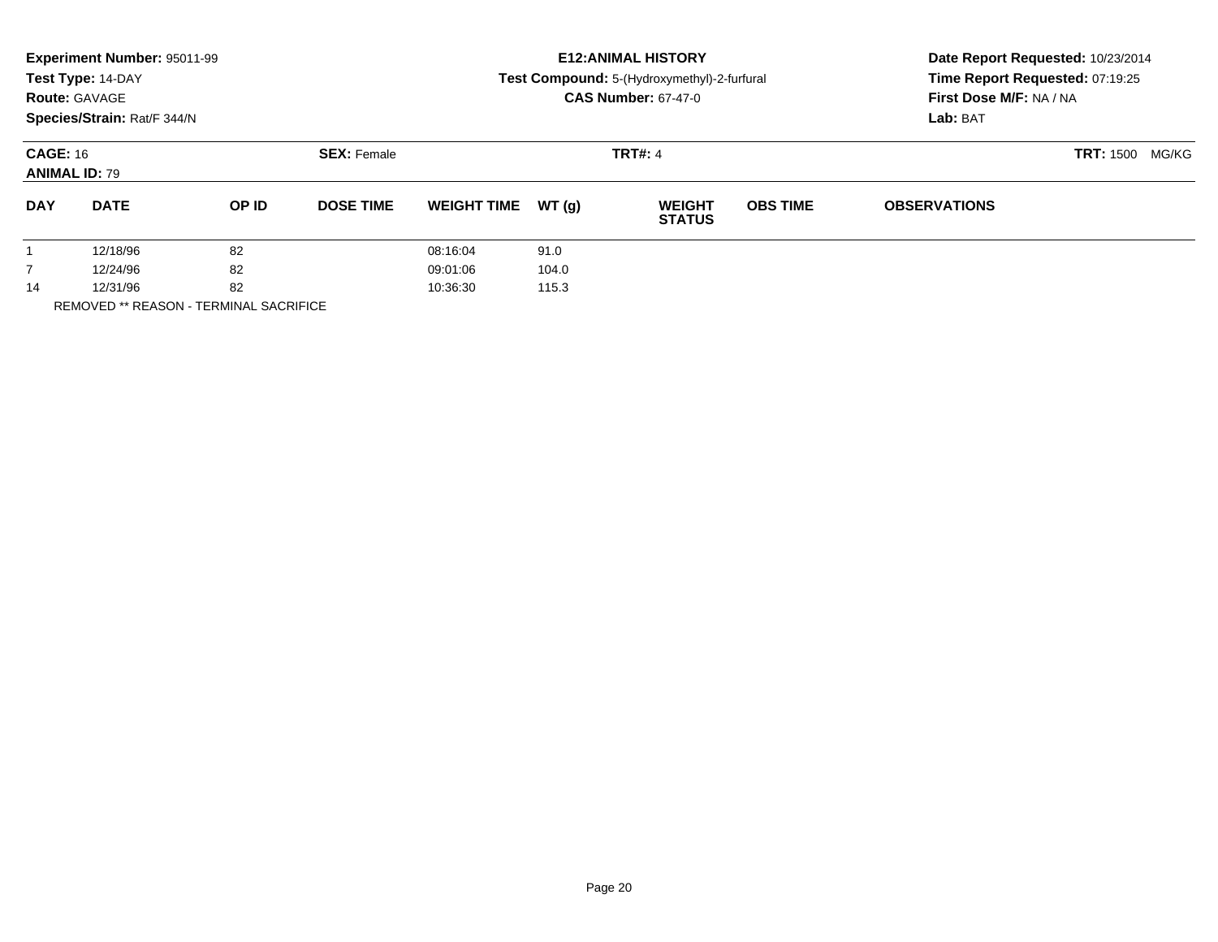**Experiment Number:** 95011-99
**Test Type:** 14-DAY
**Route:** GAVAGE
**Species/Strain:** Rat/F 344/N

**E12:ANIMAL HISTORY**
**Test Compound:** 5-(Hydroxymethyl)-2-furfural
**CAS Number:** 67-47-0

**Date Report Requested:** 10/23/2014
**Time Report Requested:** 07:19:25
**First Dose M/F:** NA / NA
**Lab:** BAT

**CAGE:** 16 **SEX:** Female **TRT#:** 4 **TRT:** 1500 MG/KG
**ANIMAL ID:** 79

| DAY | DATE | OP ID | DOSE TIME | WEIGHT TIME | WT (g) | WEIGHT STATUS | OBS TIME | OBSERVATIONS |
|---|---|---|---|---|---|---|---|---|
| 1 | 12/18/96 | 82 | | 08:16:04 | 91.0 | | | |
| 7 | 12/24/96 | 82 | | 09:01:06 | 104.0 | | | |
| 14 | 12/31/96 | 82 | | 10:36:30 | 115.3 | | | |

REMOVED ** REASON - TERMINAL SACRIFICE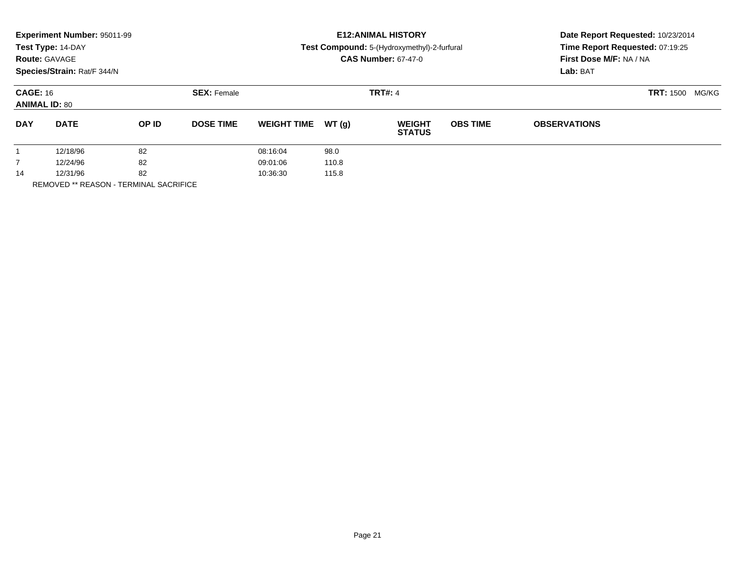**Experiment Number:** 95011-99
**Test Type:** 14-DAY
**Route:** GAVAGE
**Species/Strain:** Rat/F 344/N

**E12:ANIMAL HISTORY**
**Test Compound:** 5-(Hydroxymethyl)-2-furfural
**CAS Number:** 67-47-0

**Date Report Requested:** 10/23/2014
**Time Report Requested:** 07:19:25
**First Dose M/F:** NA / NA
**Lab:** BAT

**CAGE:** 16 **SEX:** Female **TRT#:** 4 **TRT:** 1500 MG/KG
**ANIMAL ID:** 80

| DAY | DATE | OP ID | DOSE TIME | WEIGHT TIME | WT (g) | WEIGHT STATUS | OBS TIME | OBSERVATIONS |
|---|---|---|---|---|---|---|---|---|
| 1 | 12/18/96 | 82 | | 08:16:04 | 98.0 | | | |
| 7 | 12/24/96 | 82 | | 09:01:06 | 110.8 | | | |
| 14 | 12/31/96 | 82 | | 10:36:30 | 115.8 | | | |

REMOVED ** REASON - TERMINAL SACRIFICE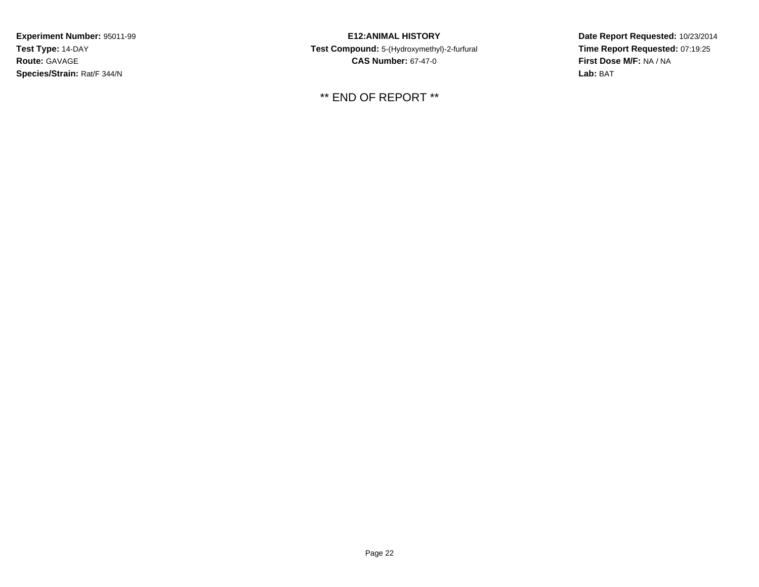**Experiment Number:** 95011-99
**Test Type:** 14-DAY
**Route:** GAVAGE
**Species/Strain:** Rat/F 344/N

**E12:ANIMAL HISTORY**
**Test Compound:** 5-(Hydroxymethyl)-2-furfural
**CAS Number:** 67-47-0

**Date Report Requested:** 10/23/2014
**Time Report Requested:** 07:19:25
**First Dose M/F:** NA / NA
**Lab:** BAT

** END OF REPORT **